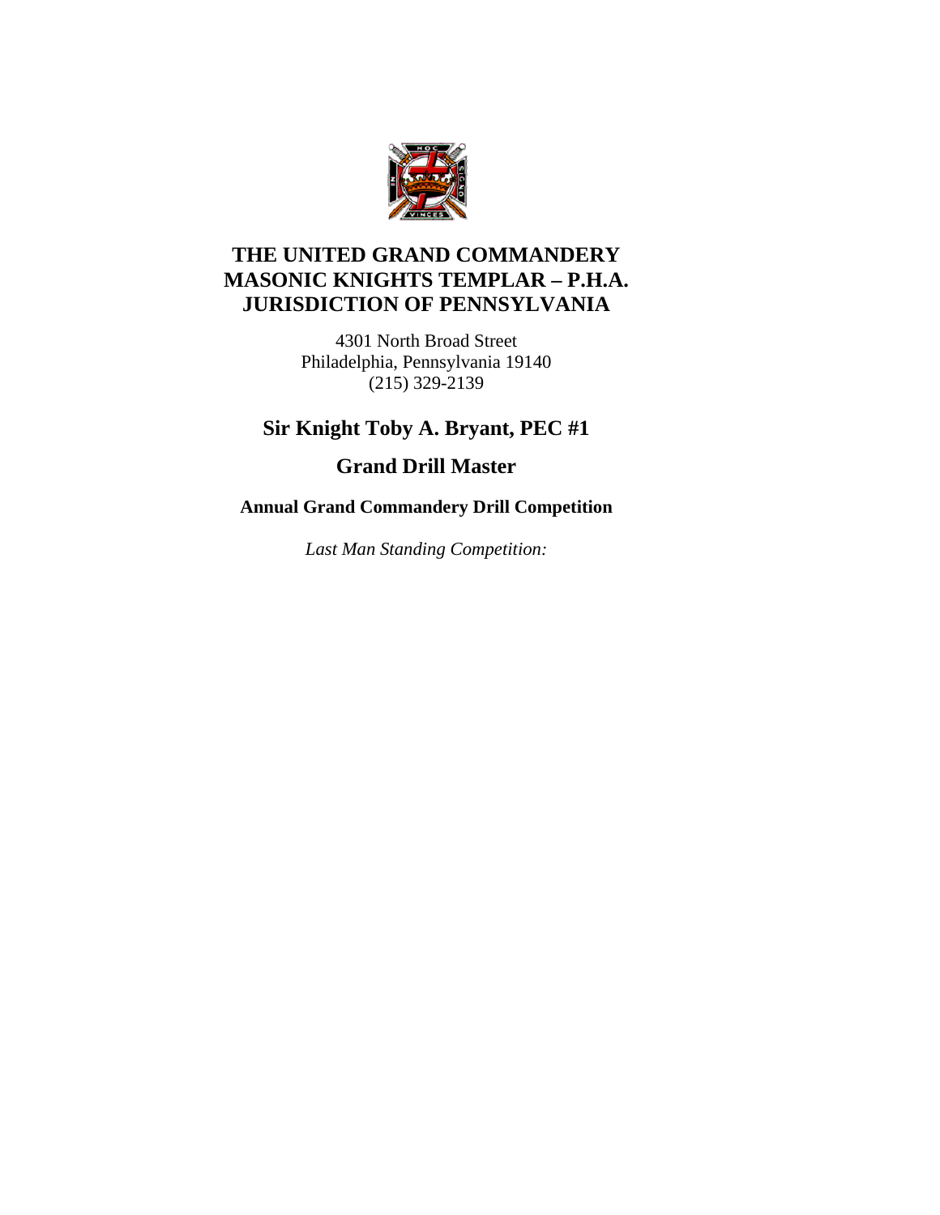# THE UNITED GRAND COMMANDERY
# MASONIC KNIGHTS TEMPLAR – P.H.A.
# JURISDICTION OF PENNSYLVANIA

4301 North Broad Street
Philadelphia, Pennsylvania 19140
(215) 329-2139

## Sir Knight Toby A. Bryant, PEC #1

## Grand Drill Master

### Annual Grand Commandery Drill Competition

*Last Man Standing Competition:*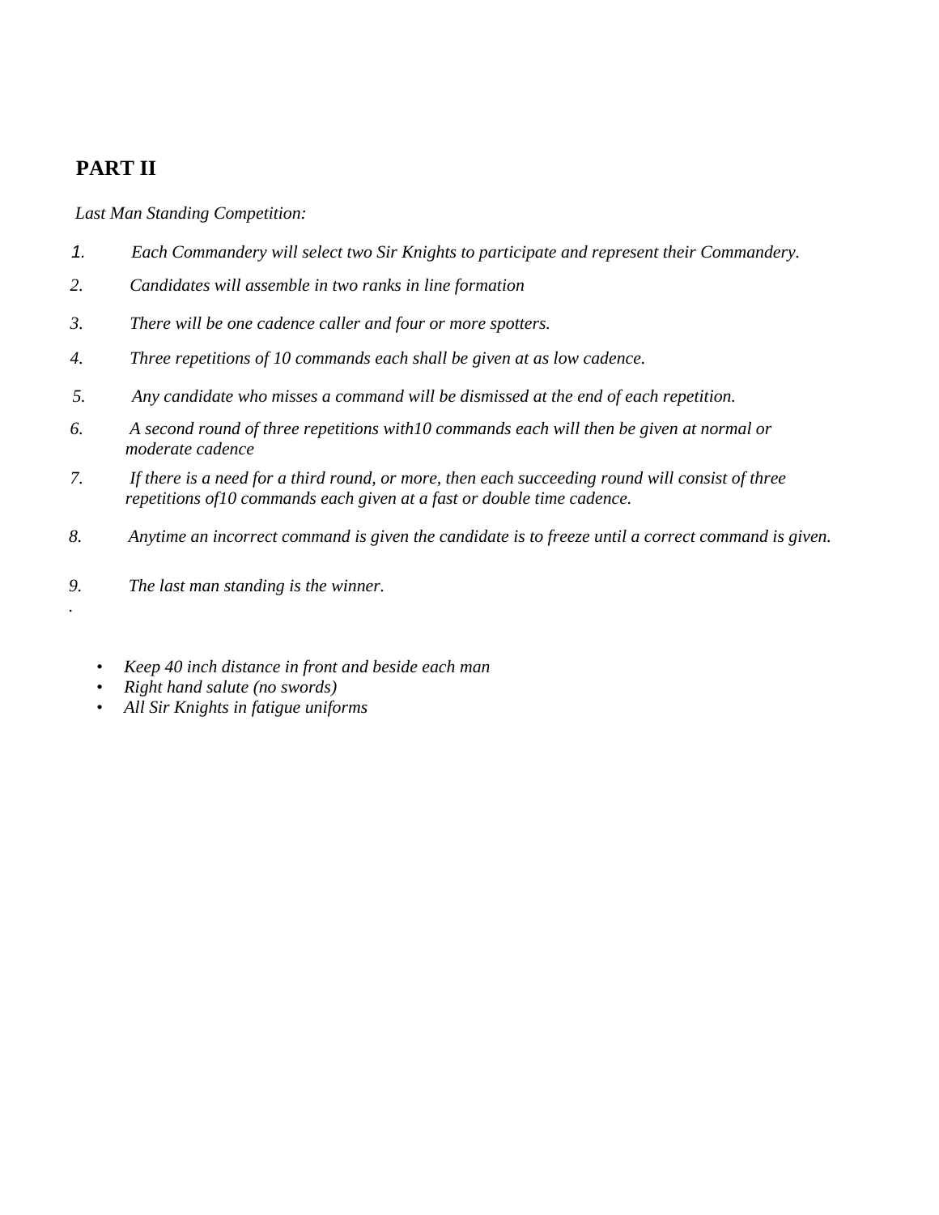## PART II

*Last Man Standing Competition:*

1. *Each Commandery will select two Sir Knights to participate and represent their Commandery.*
2. *Candidates will assemble in two ranks in line formation*
3. *There will be one cadence caller and four or more spotters.*
4. *Three repetitions of 10 commands each shall be given at as low cadence.*
5. *Any candidate who misses a command will be dismissed at the end of each repetition.*
6. *A second round of three repetitions with10 commands each will then be given at normal or moderate cadence*
7. *If there is a need for a third round, or more, then each succeeding round will consist of three repetitions of10 commands each given at a fast or double time cadence.*
8. *Anytime an incorrect command is given the candidate is to freeze until a correct command is given.*
9. *The last man standing is the winner.*

.

- *Keep 40 inch distance in front and beside each man*
- *Right hand salute (no swords)*
- *All Sir Knights in fatigue uniforms*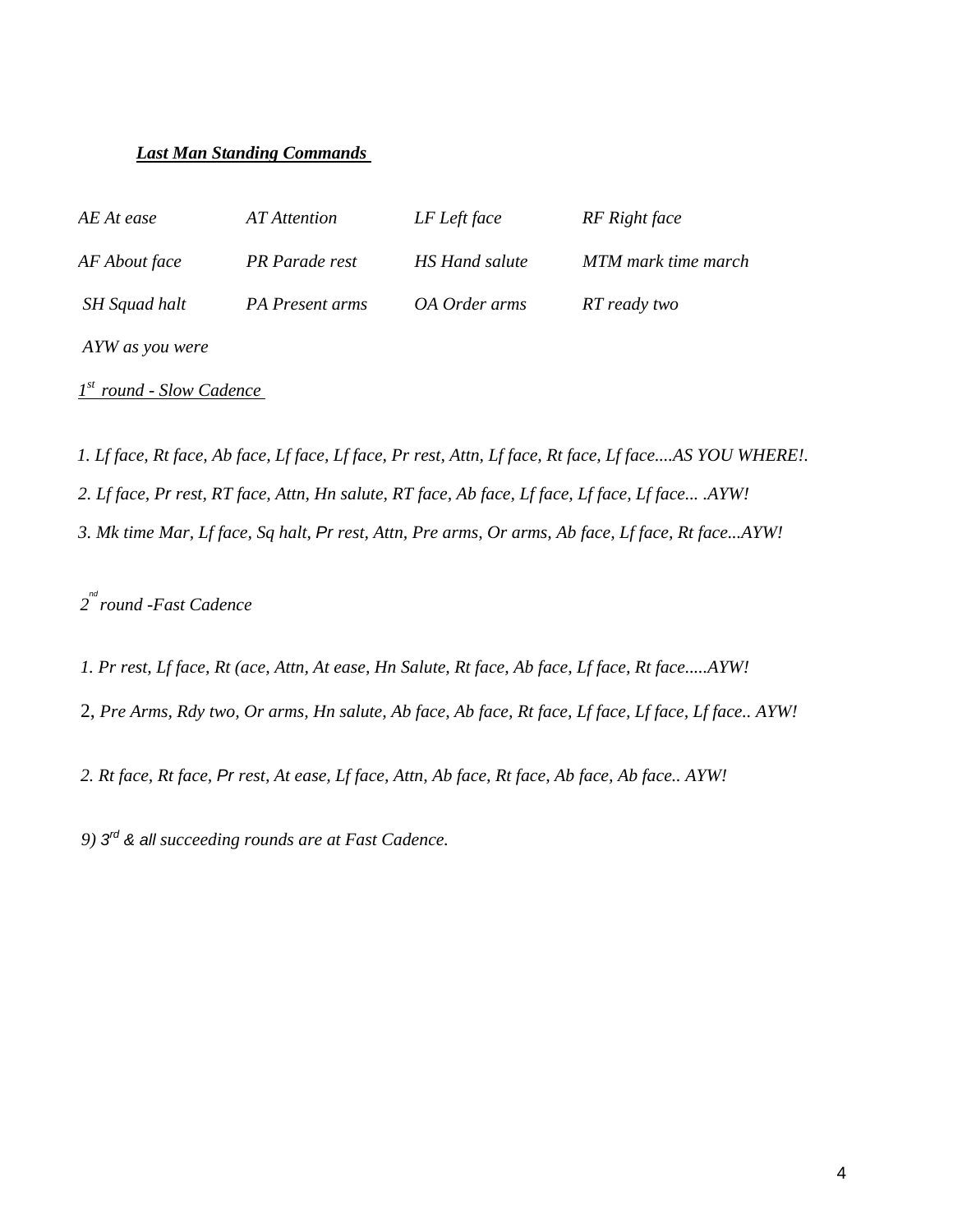***Last Man Standing Commands***

| | | | |
|---|---|---|---|
| *AE At ease* | *AT Attention* | *LF Left face* | *RF Right face* |
| *AF About face* | *PR Parade rest* | *HS Hand salute* | *MTM mark time march* |
| *SH Squad halt* | *PA Present arms* | *OA Order arms* | *RT ready two* |
| *AYW as you were* | | | |

*1st round - Slow Cadence*

*1. Lf face, Rt face, Ab face, Lf face, Lf face, Pr rest, Attn, Lf face, Rt face, Lf face....AS YOU WHERE!.*

*2. Lf face, Pr rest, RT face, Attn, Hn salute, RT face, Ab face, Lf face, Lf face, Lf face... .AYW!*

*3. Mk time Mar, Lf face, Sq halt, Pr rest, Attn, Pre arms, Or arms, Ab face, Lf face, Rt face...AYW!*

*2nd round -Fast Cadence*

*1. Pr rest, Lf face, Rt (ace, Attn, At ease, Hn Salute, Rt face, Ab face, Lf face, Rt face.....AYW!*

2, *Pre Arms, Rdy two, Or arms, Hn salute, Ab face, Ab face, Rt face, Lf face, Lf face, Lf face.. AYW!*

*2. Rt face, Rt face, Pr rest, At ease, Lf face, Attn, Ab face, Rt face, Ab face, Ab face.. AYW!*

*9) 3rd & all succeeding rounds are at Fast Cadence.*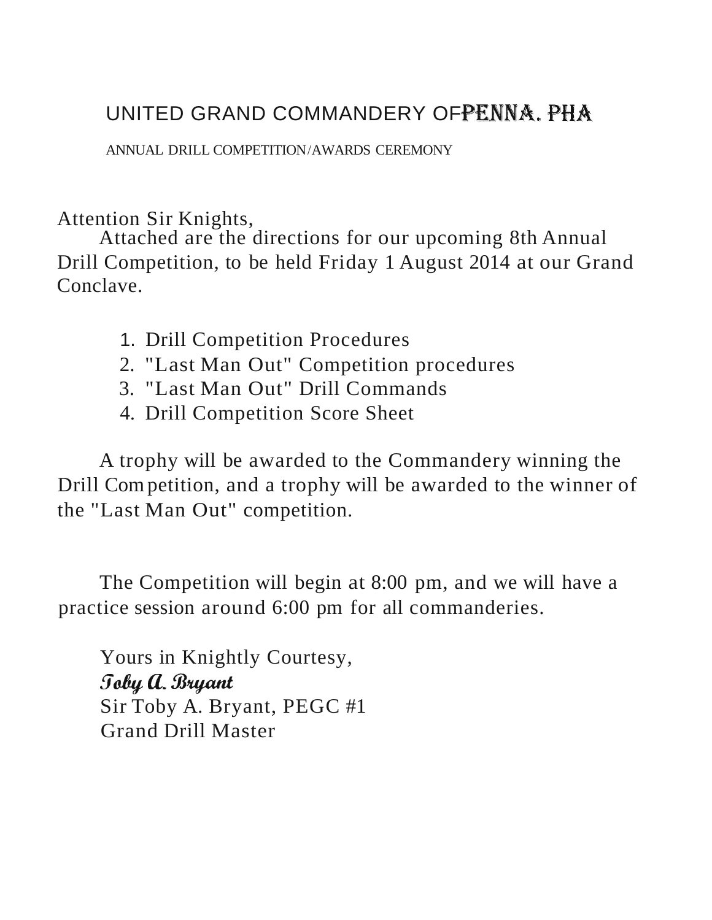# UNITED GRAND COMMANDERY OF PENNA. PHA

ANNUAL DRILL COMPETITION/AWARDS CEREMONY

Attention Sir Knights,

Attached are the directions for our upcoming 8th Annual Drill Competition, to be held Friday 1 August 2014 at our Grand Conclave.

1. Drill Competition Procedures
2. "Last Man Out" Competition procedures
3. "Last Man Out" Drill Commands
4. Drill Competition Score Sheet

A trophy will be awarded to the Commandery winning the Drill Competition, and a trophy will be awarded to the winner of the "Last Man Out" competition.

The Competition will begin at 8:00 pm, and we will have a practice session around 6:00 pm for all commanderies.

Yours in Knightly Courtesy,
*Toby A. Bryant*
Sir Toby A. Bryant, PEGC #1
Grand Drill Master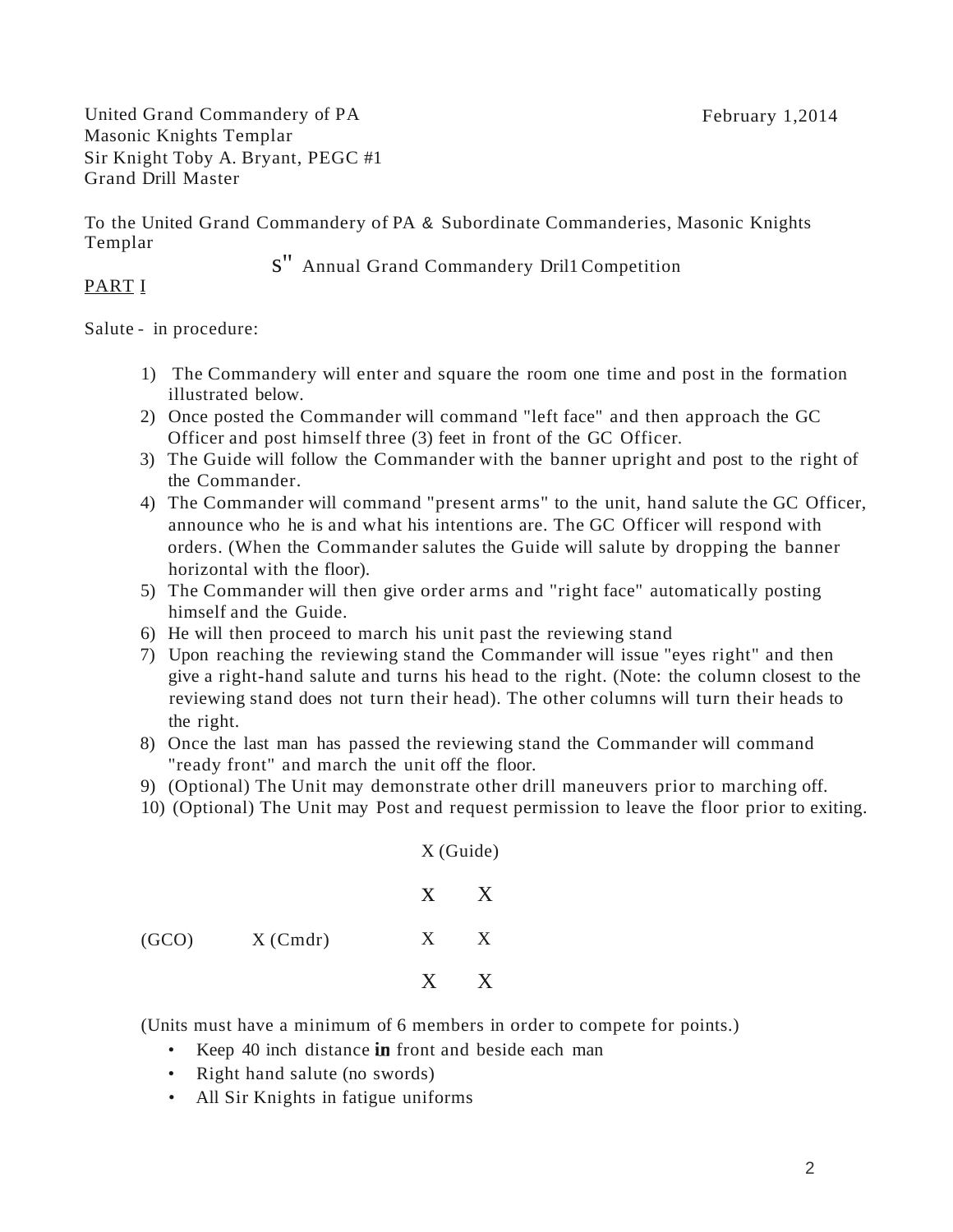United Grand Commandery of PA
Masonic Knights Templar
Sir Knight Toby A. Bryant, PEGC #1
Grand Drill Master

February 1,2014

To the United Grand Commandery of PA & Subordinate Commanderies, Masonic Knights Templar

S" Annual Grand Commandery Dril1 Competition

PART I

Salute - in procedure:

1) The Commandery will enter and square the room one time and post in the formation illustrated below.
2) Once posted the Commander will command "left face" and then approach the GC Officer and post himself three (3) feet in front of the GC Officer.
3) The Guide will follow the Commander with the banner upright and post to the right of the Commander.
4) The Commander will command "present arms" to the unit, hand salute the GC Officer, announce who he is and what his intentions are. The GC Officer will respond with orders. (When the Commander salutes the Guide will salute by dropping the banner horizontal with the floor).
5) The Commander will then give order arms and "right face" automatically posting himself and the Guide.
6) He will then proceed to march his unit past the reviewing stand
7) Upon reaching the reviewing stand the Commander will issue "eyes right" and then give a right-hand salute and turns his head to the right. (Note: the column closest to the reviewing stand does not turn their head). The other columns will turn their heads to the right.
8) Once the last man has passed the reviewing stand the Commander will command "ready front" and march the unit off the floor.
9) (Optional) The Unit may demonstrate other drill maneuvers prior to marching off.
10) (Optional) The Unit may Post and request permission to leave the floor prior to exiting.

```
                              X (Guide)

                              X    X

(GCO)        X (Cmdr)         X    X

                              X    X
```

(Units must have a minimum of 6 members in order to compete for points.)

- Keep 40 inch distance in front and beside each man
- Right hand salute (no swords)
- All Sir Knights in fatigue uniforms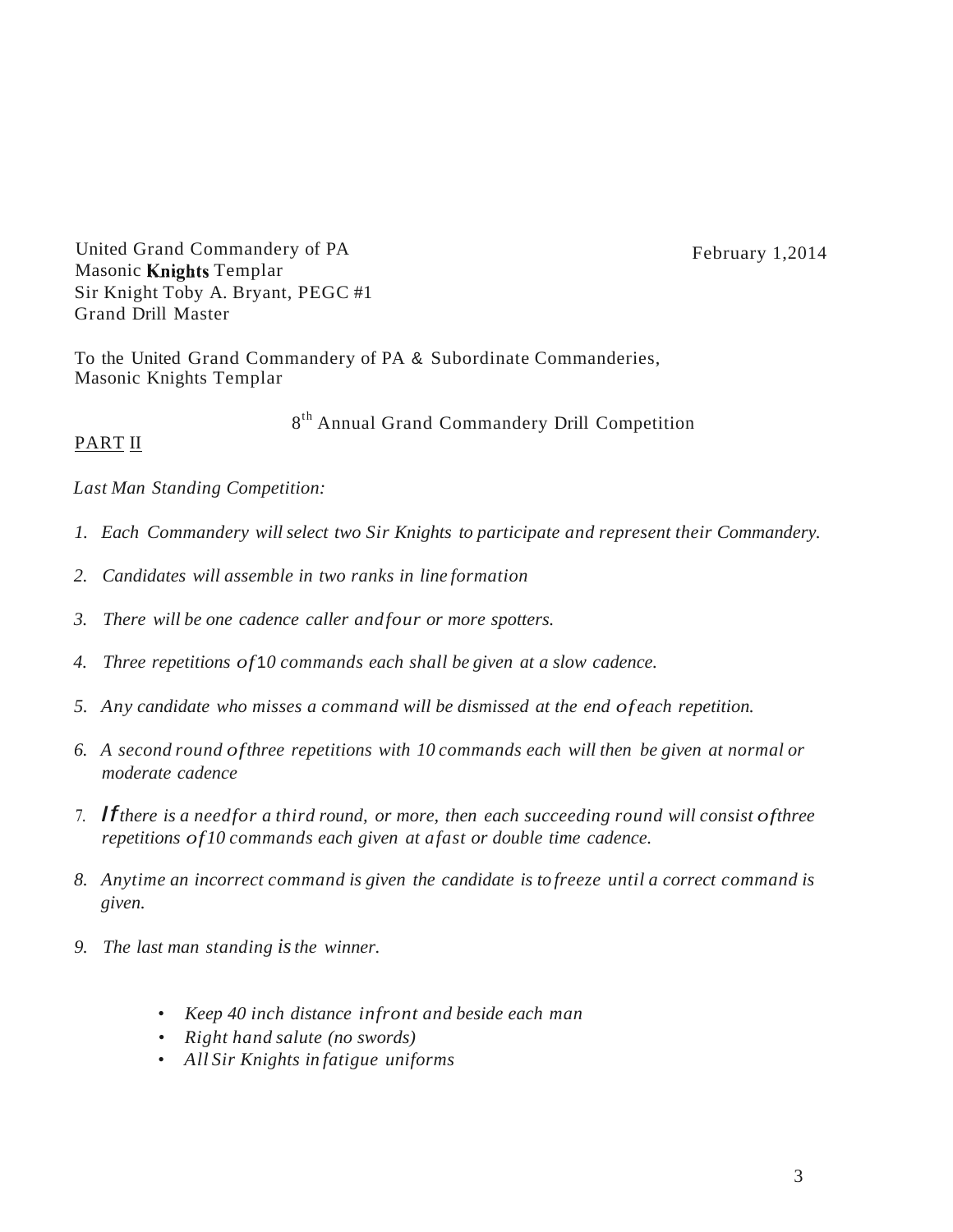United Grand Commandery of PA
Masonic **Knights** Templar
Sir Knight Toby A. Bryant, PEGC #1
Grand Drill Master

February 1,2014

To the United Grand Commandery of PA & Subordinate Commanderies,
Masonic Knights Templar

8th Annual Grand Commandery Drill Competition

<u>PART II</u>

*Last Man Standing Competition:*

1. *Each Commandery will select two Sir Knights to participate and represent their Commandery.*
2. *Candidates will assemble in two ranks in line formation*
3. *There will be one cadence caller and four or more spotters.*
4. *Three repetitions of 10 commands each shall be given at a slow cadence.*
5. *Any candidate who misses a command will be dismissed at the end of each repetition.*
6. *A second round of three repetitions with 10 commands each will then be given at normal or moderate cadence*
7. *If there is a need for a third round, or more, then each succeeding round will consist of three repetitions of 10 commands each given at a fast or double time cadence.*
8. *Anytime an incorrect command is given the candidate is to freeze until a correct command is given.*
9. *The last man standing is the winner.*

- *Keep 40 inch distance in front and beside each man*
- *Right hand salute (no swords)*
- *All Sir Knights in fatigue uniforms*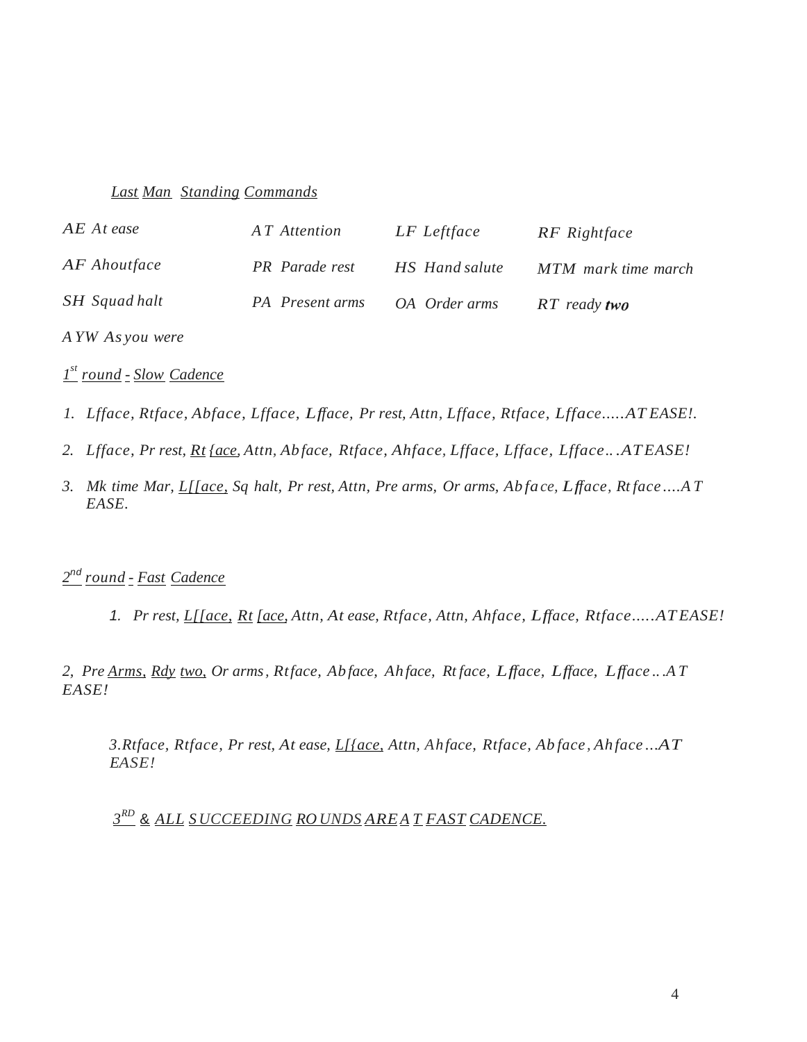## *Last Man Standing Commands*

| | | | |
|---|---|---|---|
| *AE At ease* | *AT Attention* | *LF Leftface* | *RF Rightface* |
| *AF Ahoutface* | *PR Parade rest* | *HS Hand salute* | *MTM mark time march* |
| *SH Squad halt* | *PA Present arms* | *OA Order arms* | *RT ready* ***two*** |
| *AYW As you were* | | | |

### *1st round - Slow Cadence*

1. *Lfface, Rtface, Abface, Lfface, Lfface, Pr rest, Attn, Lfface, Rtface, Lfface.....AT EASE!.*
2. *Lfface, Pr rest, Rt {ace, Attn, Abface, Rtface, Ahface, Lfface, Lfface, Lfface...AT EASE!*
3. *Mk time Mar, L[[ace, Sq halt, Pr rest, Attn, Pre arms, Or arms, Abface, Lfface, Rtface....AT EASE.*

### *2nd round - Fast Cadence*

1. *Pr rest, L[[ace, Rt [ace, Attn, At ease, Rtface, Attn, Ahface, Lfface, Rtface.....AT EASE!*

*2, Pre Arms, Rdy two, Or arms, Rtface, Abface, Ahface, Rtface, Lfface, Lfface, Lfface...AT EASE!*

*3.Rtface, Rtface, Pr rest, At ease, L[{ace, Attn, Ahface, Rtface, Abface, Ahface...AT EASE!*

*3RD & ALL SUCCEEDING ROUNDS ARE AT FAST CADENCE.*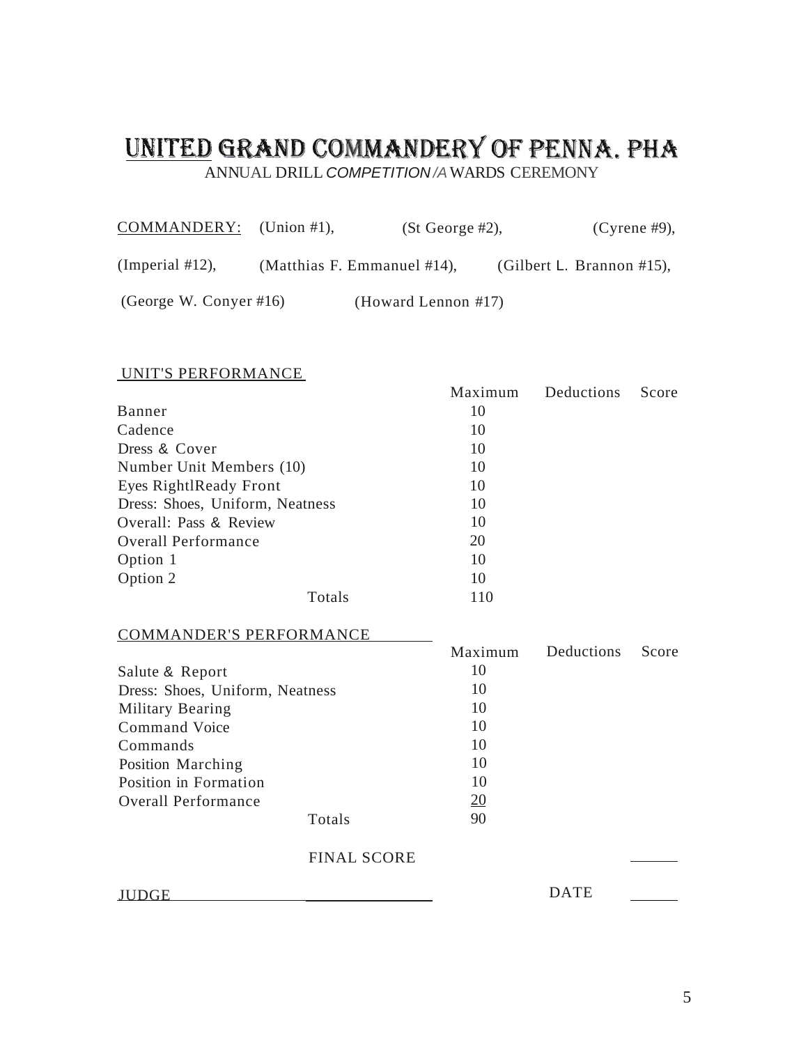# UNITED GRAND COMMANDERY OF PENNA. PHA

ANNUAL DRILL *COMPETITION/A*WARDS CEREMONY

COMMANDERY: (Union #1), (St George #2), (Cyrene #9),

(Imperial #12), (Matthias F. Emmanuel #14), (Gilbert L. Brannon #15),

(George W. Conyer #16) (Howard Lennon #17)

UNIT'S PERFORMANCE

| | Maximum | Deductions | Score |
|---|---|---|---|
| Banner | 10 | | |
| Cadence | 10 | | |
| Dress & Cover | 10 | | |
| Number Unit Members (10) | 10 | | |
| Eyes RightlReady Front | 10 | | |
| Dress: Shoes, Uniform, Neatness | 10 | | |
| Overall: Pass & Review | 10 | | |
| Overall Performance | 20 | | |
| Option 1 | 10 | | |
| Option 2 | 10 | | |
| Totals | 110 | | |

COMMANDER'S PERFORMANCE

| | Maximum | Deductions | Score |
|---|---|---|---|
| Salute & Report | 10 | | |
| Dress: Shoes, Uniform, Neatness | 10 | | |
| Military Bearing | 10 | | |
| Command Voice | 10 | | |
| Commands | 10 | | |
| Position Marching | 10 | | |
| Position in Formation | 10 | | |
| Overall Performance | 20 | | |
| Totals | 90 | | |

FINAL SCORE ______

JUDGE ____________________ DATE ______